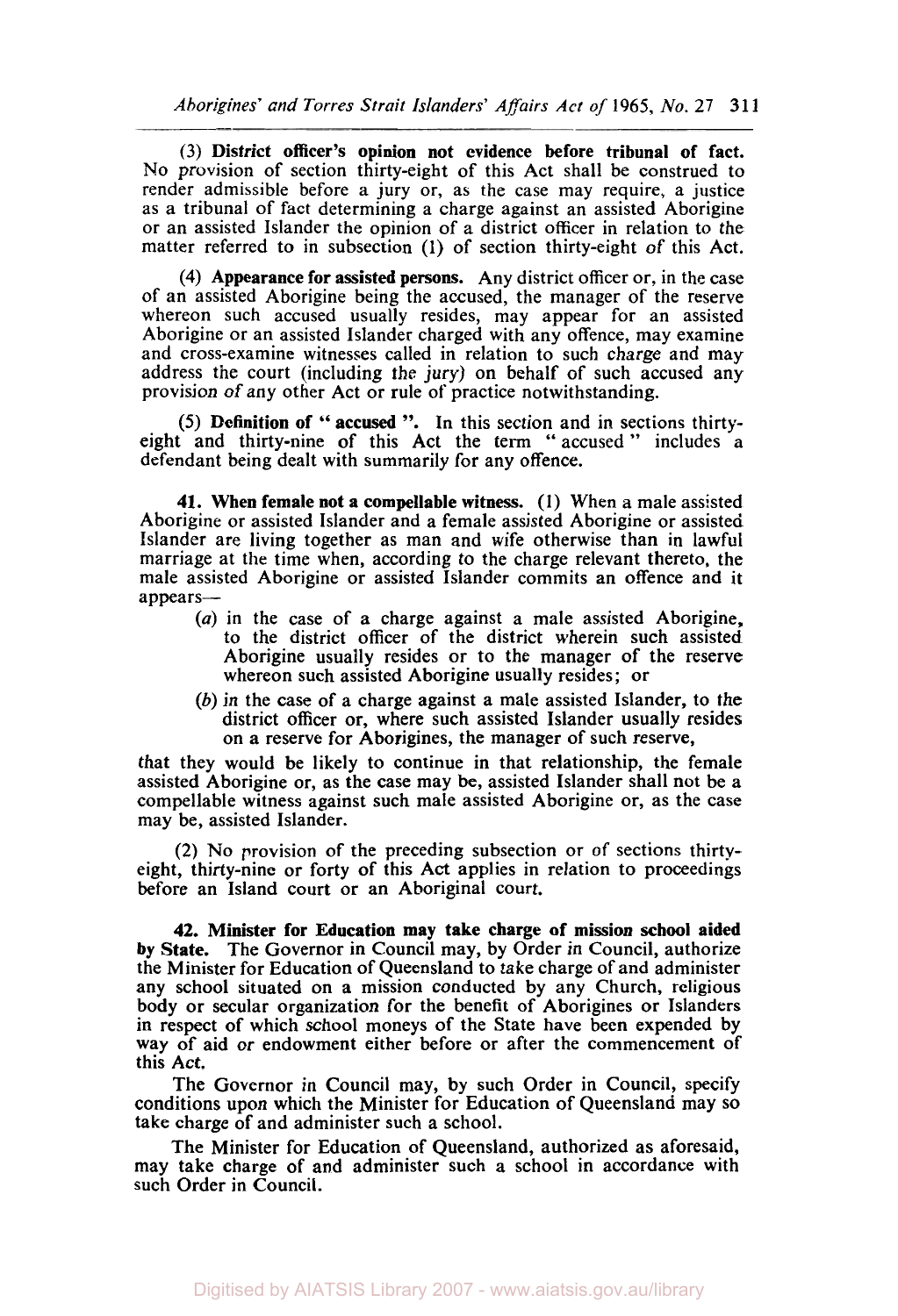(3) **District officer's opinion not evidence before tribunal of fact.** No provision of section thirty-eight of this Act shall be construed to render admissible before a jury or, as the case may require, a justice as a tribunal of fact determining a charge against an assisted Aborigine or an assisted Islander the opinion of a district officer in relation to the matter referred to in subsection (1) of section thirty-eight of this Act.

(4) **Appearance for assisted persons.** Any district officer or, in the case of an assisted Aborigine being the accused, the manager of the reserve whereon such accused usually resides, may appear for an assisted Aborigine or an assisted Islander charged with any offence, may examine and cross-examine witnesses called in relation to such charge and may address the court (including the jury) on behalf of such accused any provision of any other Act or rule of practice notwithstanding.

(5) **Definition of " accused ".** In this section and in sections thirty-eight and thirty-nine of this Act the term " accused " includes a defendant being dealt with summarily for any offence.

**41. When female not a compellable witness.** (1) When a male assisted Aborigine or assisted Islander and a female assisted Aborigine or assisted Islander are living together as man and wife otherwise than in lawful marriage at the time when, according to the charge relevant thereto, the male assisted Aborigine or assisted Islander commits an offence and it appears—

(*a*) in the case of a charge against a male assisted Aborigine, to the district officer of the district wherein such assisted Aborigine usually resides or to the manager of the reserve whereon such assisted Aborigine usually resides; or

(*b*) in the case of a charge against a male assisted Islander, to the district officer or, where such assisted Islander usually resides on a reserve for Aborigines, the manager of such reserve,

that they would be likely to continue in that relationship, the female assisted Aborigine or, as the case may be, assisted Islander shall not be a compellable witness against such male assisted Aborigine or, as the case may be, assisted Islander.

(2) No provision of the preceding subsection or of sections thirty-eight, thirty-nine or forty of this Act applies in relation to proceedings before an Island court or an Aboriginal court.

**42. Minister for Education may take charge of mission school aided by State.** The Governor in Council may, by Order in Council, authorize the Minister for Education of Queensland to take charge of and administer any school situated on a mission conducted by any Church, religious body or secular organization for the benefit of Aborigines or Islanders in respect of which school moneys of the State have been expended by way of aid or endowment either before or after the commencement of this Act.

The Governor in Council may, by such Order in Council, specify conditions upon which the Minister for Education of Queensland may so take charge of and administer such a school.

The Minister for Education of Queensland, authorized as aforesaid, may take charge of and administer such a school in accordance with such Order in Council.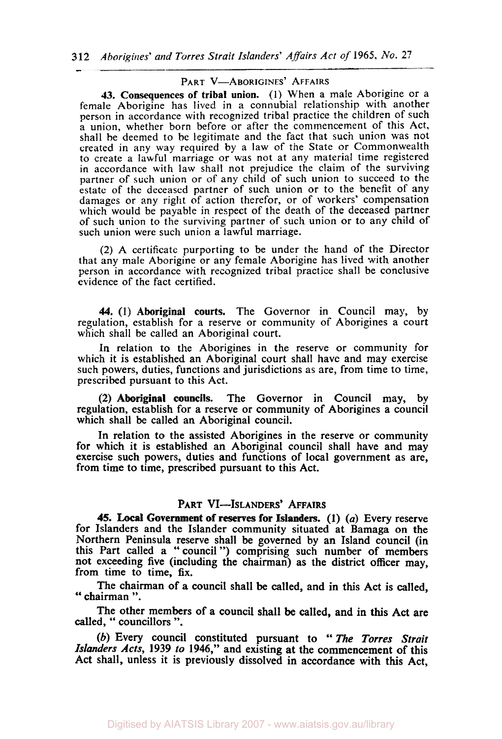## PART V—ABORIGINES' AFFAIRS

**43. Consequences of tribal union.** (1) When a male Aborigine or a female Aborigine has lived in a connubial relationship with another person in accordance with recognized tribal practice the children of such a union, whether born before or after the commencement of this Act, shall be deemed to be legitimate and the fact that such union was not created in any way required by a law of the State or Commonwealth to create a lawful marriage or was not at any material time registered in accordance with law shall not prejudice the claim of the surviving partner of such union or of any child of such union to succeed to the estate of the deceased partner of such union or to the benefit of any damages or any right of action therefor, or of workers' compensation which would be payable in respect of the death of the deceased partner of such union to the surviving partner of such union or to any child of such union were such union a lawful marriage.

(2) A certificate purporting to be under the hand of the Director that any male Aborigine or any female Aborigine has lived with another person in accordance with recognized tribal practice shall be conclusive evidence of the fact certified.

**44.** (1) **Aboriginal courts.** The Governor in Council may, by regulation, establish for a reserve or community of Aborigines a court which shall be called an Aboriginal court.

In relation to the Aborigines in the reserve or community for which it is established an Aboriginal court shall have and may exercise such powers, duties, functions and jurisdictions as are, from time to time, prescribed pursuant to this Act.

(2) **Aboriginal councils.** The Governor in Council may, by regulation, establish for a reserve or community of Aborigines a council which shall be called an Aboriginal council.

In relation to the assisted Aborigines in the reserve or community for which it is established an Aboriginal council shall have and may exercise such powers, duties and functions of local government as are, from time to time, prescribed pursuant to this Act.

## PART VI—ISLANDERS' AFFAIRS

**45. Local Government of reserves for Islanders.** (1) (*a*) Every reserve for Islanders and the Islander community situated at Bamaga on the Northern Peninsula reserve shall be governed by an Island council (in this Part called a " council ") comprising such number of members not exceeding five (including the chairman) as the district officer may, from time to time, fix.

The chairman of a council shall be called, and in this Act is called, " chairman ".

The other members of a council shall be called, and in this Act are called, " councillors ".

(*b*) Every council constituted pursuant to " *The Torres Strait Islanders Acts,* 1939 *to* 1946," and existing at the commencement of this Act shall, unless it is previously dissolved in accordance with this Act,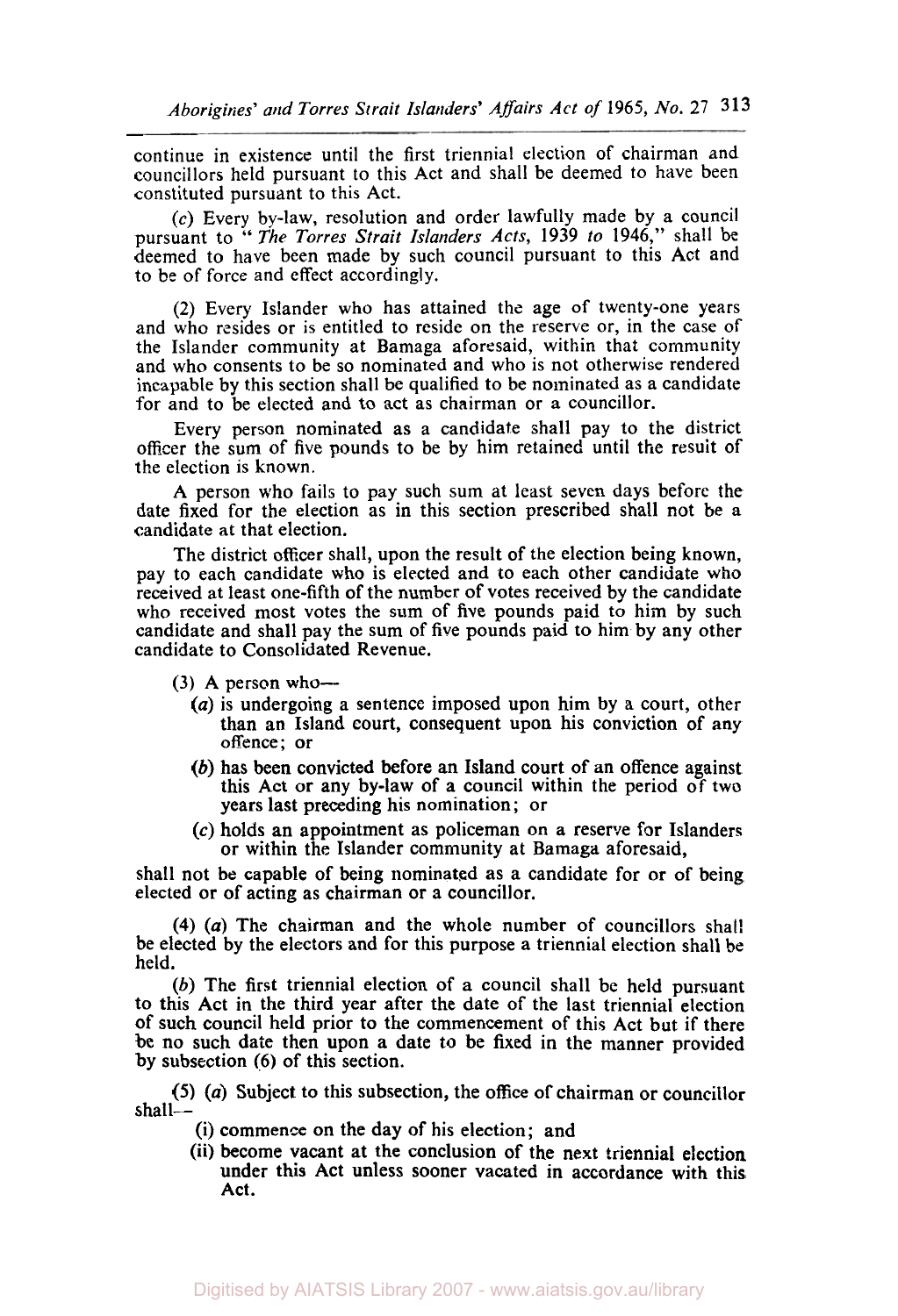continue in existence until the first triennial election of chairman and councillors held pursuant to this Act and shall be deemed to have been constituted pursuant to this Act.

(*c*) Every by-law, resolution and order lawfully made by a council pursuant to "*The Torres Strait Islanders Acts*, 1939 *to* 1946," shall be deemed to have been made by such council pursuant to this Act and to be of force and effect accordingly.

(2) Every Islander who has attained the age of twenty-one years and who resides or is entitled to reside on the reserve or, in the case of the Islander community at Bamaga aforesaid, within that community and who consents to be so nominated and who is not otherwise rendered incapable by this section shall be qualified to be nominated as a candidate for and to be elected and to act as chairman or a councillor.

Every person nominated as a candidate shall pay to the district officer the sum of five pounds to be by him retained until the result of the election is known.

A person who fails to pay such sum at least seven days before the date fixed for the election as in this section prescribed shall not be a candidate at that election.

The district officer shall, upon the result of the election being known, pay to each candidate who is elected and to each other candidate who received at least one-fifth of the number of votes received by the candidate who received most votes the sum of five pounds paid to him by such candidate and shall pay the sum of five pounds paid to him by any other candidate to Consolidated Revenue.

(3) A person who—

- (*a*) is undergoing a sentence imposed upon him by a court, other than an Island court, consequent upon his conviction of any offence; or
- (*b*) has been convicted before an Island court of an offence against this Act or any by-law of a council within the period of two years last preceding his nomination; or
- (*c*) holds an appointment as policeman on a reserve for Islanders or within the Islander community at Bamaga aforesaid,

shall not be capable of being nominated as a candidate for or of being elected or of acting as chairman or a councillor.

(4) (*a*) The chairman and the whole number of councillors shall be elected by the electors and for this purpose a triennial election shall be held.

(*b*) The first triennial election of a council shall be held pursuant to this Act in the third year after the date of the last triennial election of such council held prior to the commencement of this Act but if there be no such date then upon a date to be fixed in the manner provided by subsection (6) of this section.

(5) (*a*) Subject to this subsection, the office of chairman or councillor shall—

- (i) commence on the day of his election; and
- (ii) become vacant at the conclusion of the next triennial election under this Act unless sooner vacated in accordance with this Act.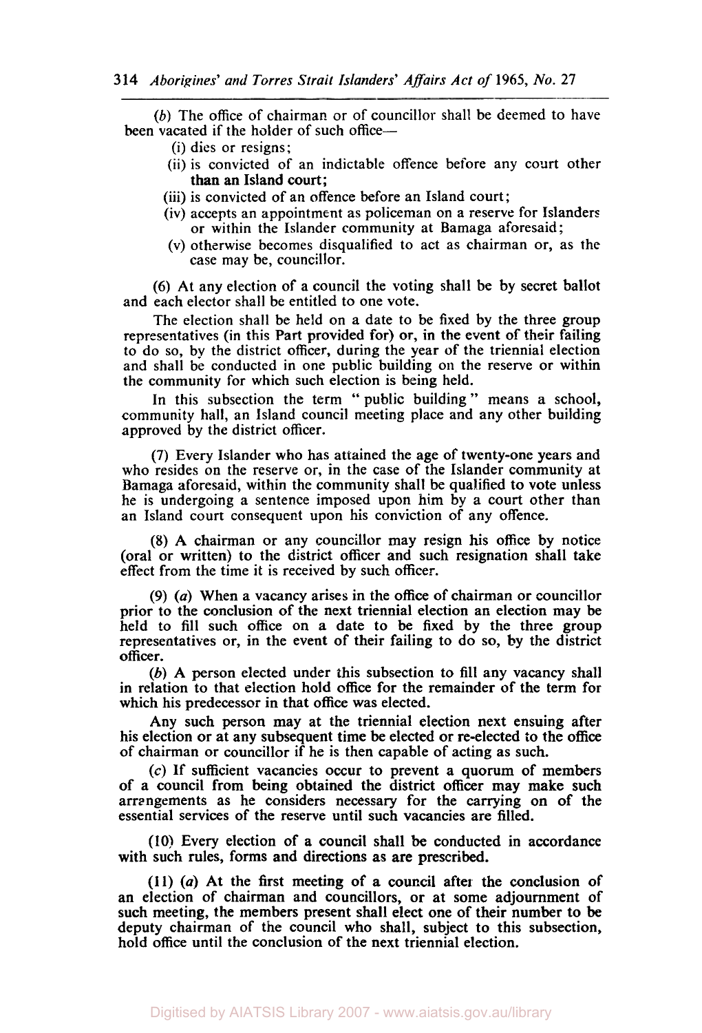(*b*) The office of chairman or of councillor shall be deemed to have been vacated if the holder of such office—

- (i) dies or resigns;
- (ii) is convicted of an indictable offence before any court other than an Island court;
- (iii) is convicted of an offence before an Island court;
- (iv) accepts an appointment as policeman on a reserve for Islanders or within the Islander community at Bamaga aforesaid;
- (v) otherwise becomes disqualified to act as chairman or, as the case may be, councillor.

(6) At any election of a council the voting shall be by secret ballot and each elector shall be entitled to one vote.

The election shall be held on a date to be fixed by the three group representatives (in this Part provided for) or, in the event of their failing to do so, by the district officer, during the year of the triennial election and shall be conducted in one public building on the reserve or within the community for which such election is being held.

In this subsection the term " public building " means a school, community hall, an Island council meeting place and any other building approved by the district officer.

(7) Every Islander who has attained the age of twenty-one years and who resides on the reserve or, in the case of the Islander community at Bamaga aforesaid, within the community shall be qualified to vote unless he is undergoing a sentence imposed upon him by a court other than an Island court consequent upon his conviction of any offence.

(8) A chairman or any councillor may resign his office by notice (oral or written) to the district officer and such resignation shall take effect from the time it is received by such officer.

(9) (*a*) When a vacancy arises in the office of chairman or councillor prior to the conclusion of the next triennial election an election may be held to fill such office on a date to be fixed by the three group representatives or, in the event of their failing to do so, by the district officer.

(*b*) A person elected under this subsection to fill any vacancy shall in relation to that election hold office for the remainder of the term for which his predecessor in that office was elected.

Any such person may at the triennial election next ensuing after his election or at any subsequent time be elected or re-elected to the office of chairman or councillor if he is then capable of acting as such.

(*c*) If sufficient vacancies occur to prevent a quorum of members of a council from being obtained the district officer may make such arrangements as he considers necessary for the carrying on of the essential services of the reserve until such vacancies are filled.

(10) Every election of a council shall be conducted in accordance with such rules, forms and directions as are prescribed.

(11) (*a*) At the first meeting of a council after the conclusion of an election of chairman and councillors, or at some adjournment of such meeting, the members present shall elect one of their number to be deputy chairman of the council who shall, subject to this subsection, hold office until the conclusion of the next triennial election.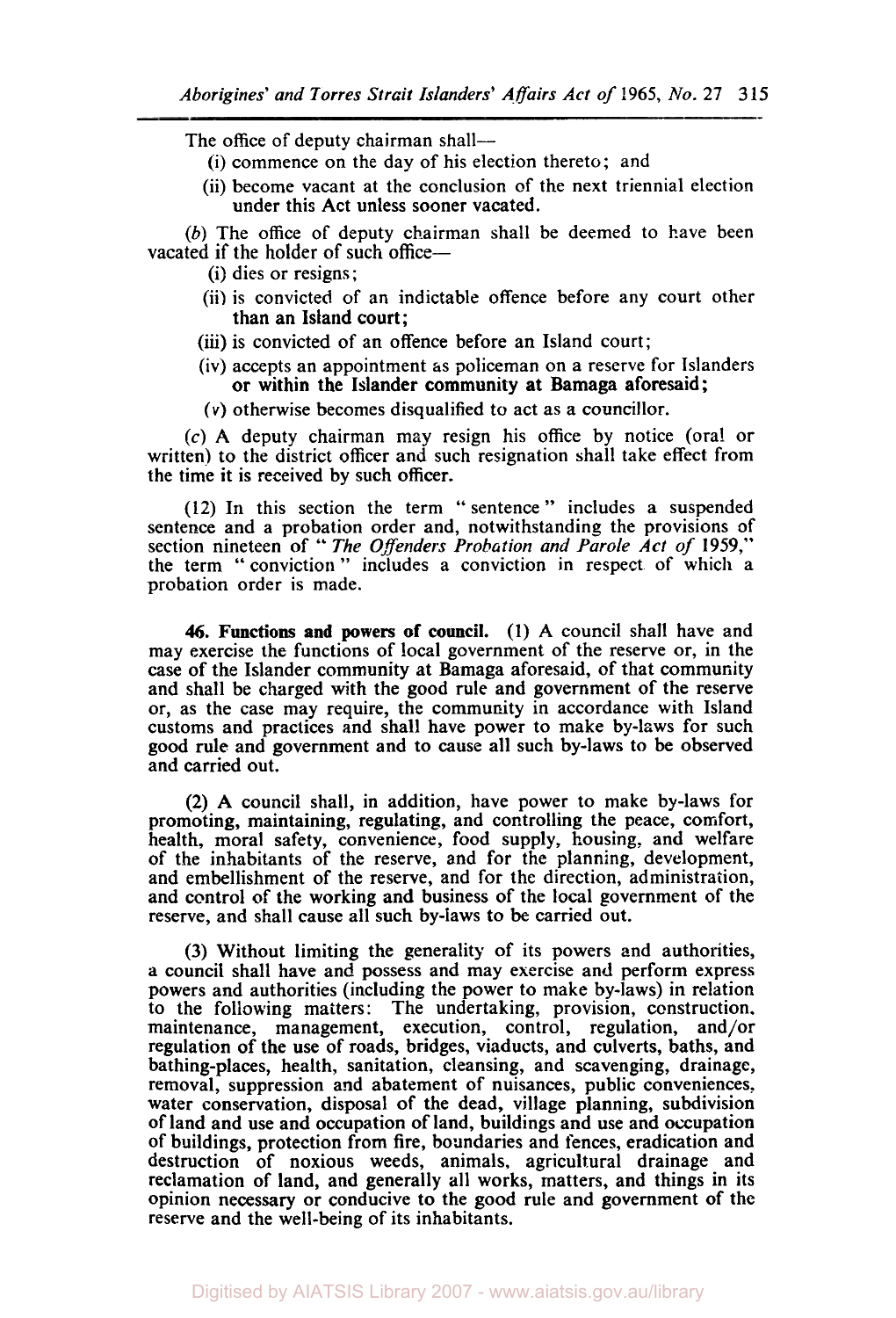The office of deputy chairman shall—

(i) commence on the day of his election thereto; and

(ii) become vacant at the conclusion of the next triennial election under this Act unless sooner vacated.

(*b*) The office of deputy chairman shall be deemed to have been vacated if the holder of such office—

(i) dies or resigns;

(ii) is convicted of an indictable offence before any court other than an Island court;

(iii) is convicted of an offence before an Island court;

(iv) accepts an appointment as policeman on a reserve for Islanders or within the Islander community at Bamaga aforesaid;

(v) otherwise becomes disqualified to act as a councillor.

(*c*) A deputy chairman may resign his office by notice (oral or written) to the district officer and such resignation shall take effect from the time it is received by such officer.

(12) In this section the term "sentence" includes a suspended sentence and a probation order and, notwithstanding the provisions of section nineteen of "*The Offenders Probation and Parole Act of* 1959," the term "conviction" includes a conviction in respect of which a probation order is made.

**46. Functions and powers of council.** (1) A council shall have and may exercise the functions of local government of the reserve or, in the case of the Islander community at Bamaga aforesaid, of that community and shall be charged with the good rule and government of the reserve or, as the case may require, the community in accordance with Island customs and practices and shall have power to make by-laws for such good rule and government and to cause all such by-laws to be observed and carried out.

(2) A council shall, in addition, have power to make by-laws for promoting, maintaining, regulating, and controlling the peace, comfort, health, moral safety, convenience, food supply, housing, and welfare of the inhabitants of the reserve, and for the planning, development, and embellishment of the reserve, and for the direction, administration, and control of the working and business of the local government of the reserve, and shall cause all such by-laws to be carried out.

(3) Without limiting the generality of its powers and authorities, a council shall have and possess and may exercise and perform express powers and authorities (including the power to make by-laws) in relation to the following matters: The undertaking, provision, construction, maintenance, management, execution, control, regulation, and/or regulation of the use of roads, bridges, viaducts, and culverts, baths, and bathing-places, health, sanitation, cleansing, and scavenging, drainage, removal, suppression and abatement of nuisances, public conveniences, water conservation, disposal of the dead, village planning, subdivision of land and use and occupation of land, buildings and use and occupation of buildings, protection from fire, boundaries and fences, eradication and destruction of noxious weeds, animals, agricultural drainage and reclamation of land, and generally all works, matters, and things in its opinion necessary or conducive to the good rule and government of the reserve and the well-being of its inhabitants.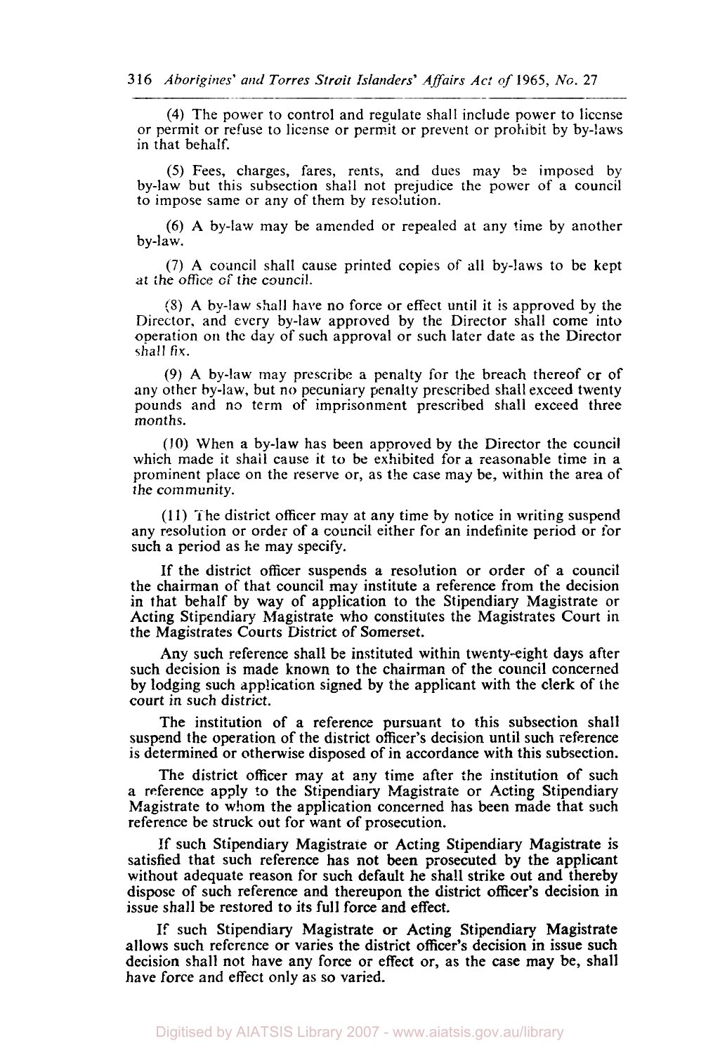(4) The power to control and regulate shall include power to license or permit or refuse to license or permit or prevent or prohibit by by-laws in that behalf.

(5) Fees, charges, fares, rents, and dues may be imposed by by-law but this subsection shall not prejudice the power of a council to impose same or any of them by resolution.

(6) A by-law may be amended or repealed at any time by another by-law.

(7) A council shall cause printed copies of all by-laws to be kept at the office of the council.

(8) A by-law shall have no force or effect until it is approved by the Director, and every by-law approved by the Director shall come into operation on the day of such approval or such later date as the Director shall fix.

(9) A by-law may prescribe a penalty for the breach thereof or of any other by-law, but no pecuniary penalty prescribed shall exceed twenty pounds and no term of imprisonment prescribed shall exceed three months.

(10) When a by-law has been approved by the Director the council which made it shall cause it to be exhibited for a reasonable time in a prominent place on the reserve or, as the case may be, within the area of the community.

(11) The district officer may at any time by notice in writing suspend any resolution or order of a council either for an indefinite period or for such a period as he may specify.

If the district officer suspends a resolution or order of a council the chairman of that council may institute a reference from the decision in that behalf by way of application to the Stipendiary Magistrate or Acting Stipendiary Magistrate who constitutes the Magistrates Court in the Magistrates Courts District of Somerset.

Any such reference shall be instituted within twenty-eight days after such decision is made known to the chairman of the council concerned by lodging such application signed by the applicant with the clerk of the court in such district.

The institution of a reference pursuant to this subsection shall suspend the operation of the district officer's decision until such reference is determined or otherwise disposed of in accordance with this subsection.

The district officer may at any time after the institution of such a reference apply to the Stipendiary Magistrate or Acting Stipendiary Magistrate to whom the application concerned has been made that such reference be struck out for want of prosecution.

If such Stipendiary Magistrate or Acting Stipendiary Magistrate is satisfied that such reference has not been prosecuted by the applicant without adequate reason for such default he shall strike out and thereby dispose of such reference and thereupon the district officer's decision in issue shall be restored to its full force and effect.

If such Stipendiary Magistrate or Acting Stipendiary Magistrate allows such reference or varies the district officer's decision in issue such decision shall not have any force or effect or, as the case may be, shall have force and effect only as so varied.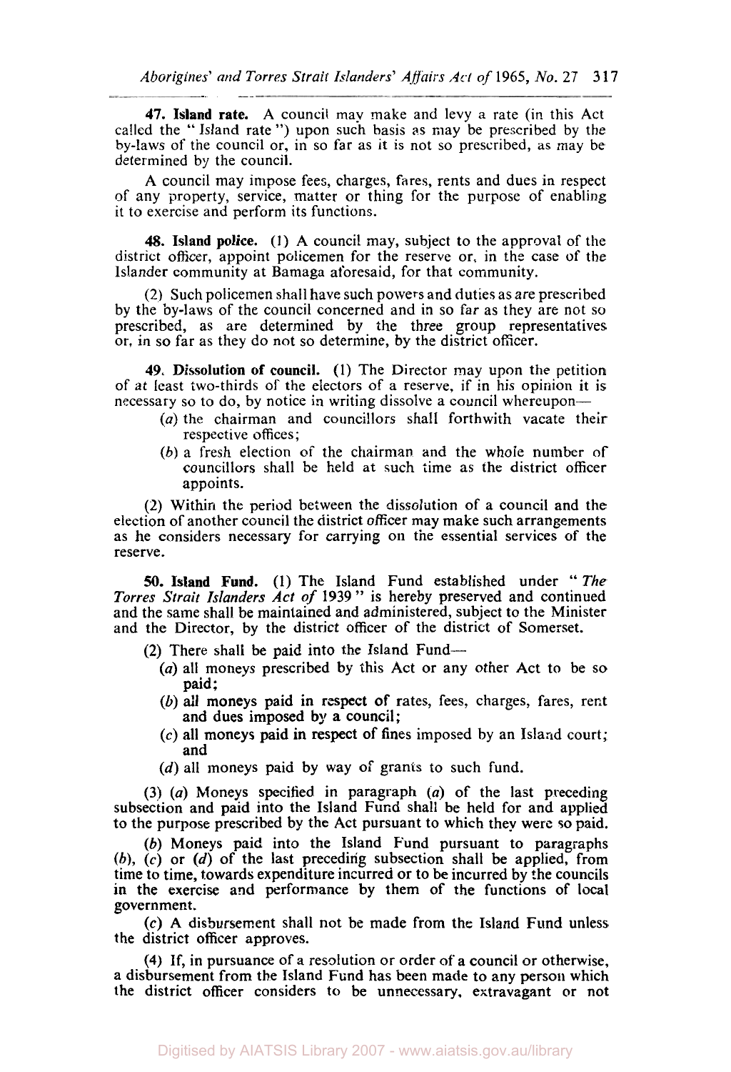**47. Island rate.** A council may make and levy a rate (in this Act called the "Island rate") upon such basis as may be prescribed by the by-laws of the council or, in so far as it is not so prescribed, as may be determined by the council.

A council may impose fees, charges, fares, rents and dues in respect of any property, service, matter or thing for the purpose of enabling it to exercise and perform its functions.

**48. Island police.** (1) A council may, subject to the approval of the district officer, appoint policemen for the reserve or, in the case of the Islander community at Bamaga aforesaid, for that community.

(2) Such policemen shall have such powers and duties as are prescribed by the by-laws of the council concerned and in so far as they are not so prescribed, as are determined by the three group representatives or, in so far as they do not so determine, by the district officer.

**49. Dissolution of council.** (1) The Director may upon the petition of at least two-thirds of the electors of a reserve, if in his opinion it is necessary so to do, by notice in writing dissolve a council whereupon—

- (*a*) the chairman and councillors shall forthwith vacate their respective offices;
- (*b*) a fresh election of the chairman and the whole number of councillors shall be held at such time as the district officer appoints.

(2) Within the period between the dissolution of a council and the election of another council the district officer may make such arrangements as he considers necessary for carrying on the essential services of the reserve.

**50. Island Fund.** (1) The Island Fund established under "*The Torres Strait Islanders Act of* 1939" is hereby preserved and continued and the same shall be maintained and administered, subject to the Minister and the Director, by the district officer of the district of Somerset.

(2) There shall be paid into the Island Fund—

- (*a*) all moneys prescribed by this Act or any other Act to be so paid;
- (*b*) all moneys paid in respect of rates, fees, charges, fares, rent and dues imposed by a council;
- (*c*) all moneys paid in respect of fines imposed by an Island court; and
- (*d*) all moneys paid by way of grants to such fund.

(3) (*a*) Moneys specified in paragraph (*a*) of the last preceding subsection and paid into the Island Fund shall be held for and applied to the purpose prescribed by the Act pursuant to which they were so paid.

(*b*) Moneys paid into the Island Fund pursuant to paragraphs (*b*), (*c*) or (*d*) of the last preceding subsection shall be applied, from time to time, towards expenditure incurred or to be incurred by the councils in the exercise and performance by them of the functions of local government.

(*c*) A disbursement shall not be made from the Island Fund unless the district officer approves.

(4) If, in pursuance of a resolution or order of a council or otherwise, a disbursement from the Island Fund has been made to any person which the district officer considers to be unnecessary, extravagant or not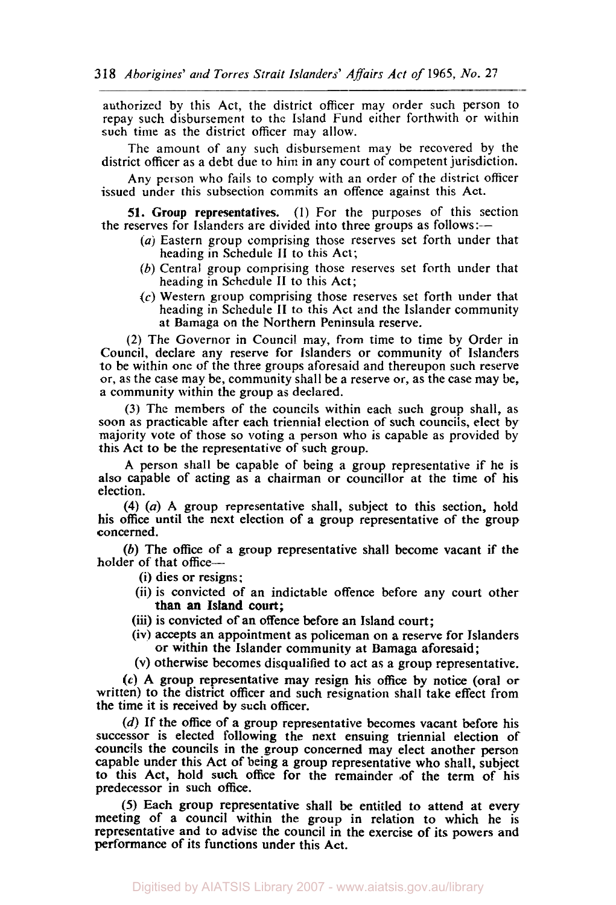authorized by this Act, the district officer may order such person to repay such disbursement to the Island Fund either forthwith or within such time as the district officer may allow.

The amount of any such disbursement may be recovered by the district officer as a debt due to him in any court of competent jurisdiction.

Any person who fails to comply with an order of the district officer issued under this subsection commits an offence against this Act.

**51. Group representatives.** (1) For the purposes of this section the reserves for Islanders are divided into three groups as follows:—

(*a*) Eastern group comprising those reserves set forth under that heading in Schedule II to this Act;

(*b*) Central group comprising those reserves set forth under that heading in Schedule II to this Act;

(*c*) Western group comprising those reserves set forth under that heading in Schedule II to this Act and the Islander community at Bamaga on the Northern Peninsula reserve.

(2) The Governor in Council may, from time to time by Order in Council, declare any reserve for Islanders or community of Islanders to be within one of the three groups aforesaid and thereupon such reserve or, as the case may be, community shall be a reserve or, as the case may be, a community within the group as declared.

(3) The members of the councils within each such group shall, as soon as practicable after each triennial election of such councils, elect by majority vote of those so voting a person who is capable as provided by this Act to be the representative of such group.

A person shall be capable of being a group representative if he is also capable of acting as a chairman or councillor at the time of his election.

(4) (*a*) A group representative shall, subject to this section, hold his office until the next election of a group representative of the group concerned.

(*b*) The office of a group representative shall become vacant if the holder of that office—

(i) dies or resigns;

(ii) is convicted of an indictable offence before any court other than an Island court;

(iii) is convicted of an offence before an Island court;

(iv) accepts an appointment as policeman on a reserve for Islanders or within the Islander community at Bamaga aforesaid;

(v) otherwise becomes disqualified to act as a group representative.

(*c*) A group representative may resign his office by notice (oral or written) to the district officer and such resignation shall take effect from the time it is received by such officer.

(*d*) If the office of a group representative becomes vacant before his successor is elected following the next ensuing triennial election of councils the councils in the group concerned may elect another person capable under this Act of being a group representative who shall, subject to this Act, hold such office for the remainder of the term of his predecessor in such office.

(5) Each group representative shall be entitled to attend at every meeting of a council within the group in relation to which he is representative and to advise the council in the exercise of its powers and performance of its functions under this Act.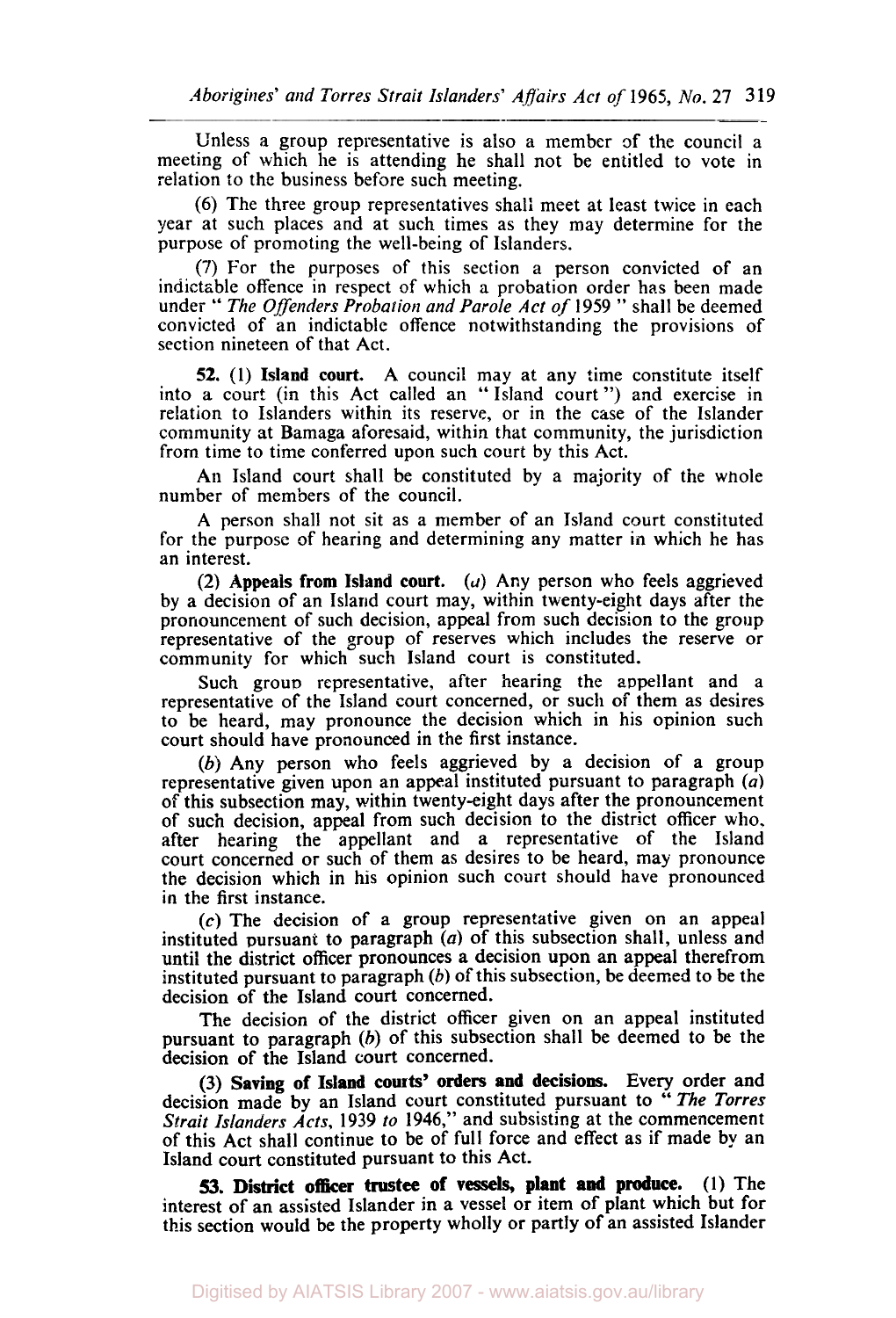Unless a group representative is also a member of the council a meeting of which he is attending he shall not be entitled to vote in relation to the business before such meeting.

(6) The three group representatives shall meet at least twice in each year at such places and at such times as they may determine for the purpose of promoting the well-being of Islanders.

(7) For the purposes of this section a person convicted of an indictable offence in respect of which a probation order has been made under "*The Offenders Probation and Parole Act of* 1959" shall be deemed convicted of an indictable offence notwithstanding the provisions of section nineteen of that Act.

**52.** (1) **Island court.** A council may at any time constitute itself into a court (in this Act called an "Island court") and exercise in relation to Islanders within its reserve, or in the case of the Islander community at Bamaga aforesaid, within that community, the jurisdiction from time to time conferred upon such court by this Act.

An Island court shall be constituted by a majority of the whole number of members of the council.

A person shall not sit as a member of an Island court constituted for the purpose of hearing and determining any matter in which he has an interest.

(2) **Appeals from Island court.** (*a*) Any person who feels aggrieved by a decision of an Island court may, within twenty-eight days after the pronouncement of such decision, appeal from such decision to the group representative of the group of reserves which includes the reserve or community for which such Island court is constituted.

Such group representative, after hearing the appellant and a representative of the Island court concerned, or such of them as desires to be heard, may pronounce the decision which in his opinion such court should have pronounced in the first instance.

(*b*) Any person who feels aggrieved by a decision of a group representative given upon an appeal instituted pursuant to paragraph (*a*) of this subsection may, within twenty-eight days after the pronouncement of such decision, appeal from such decision to the district officer who, after hearing the appellant and a representative of the Island court concerned or such of them as desires to be heard, may pronounce the decision which in his opinion such court should have pronounced in the first instance.

(*c*) The decision of a group representative given on an appeal instituted pursuant to paragraph (*a*) of this subsection shall, unless and until the district officer pronounces a decision upon an appeal therefrom instituted pursuant to paragraph (*b*) of this subsection, be deemed to be the decision of the Island court concerned.

The decision of the district officer given on an appeal instituted pursuant to paragraph (*b*) of this subsection shall be deemed to be the decision of the Island court concerned.

(3) **Saving of Island courts' orders and decisions.** Every order and decision made by an Island court constituted pursuant to "*The Torres Strait Islanders Acts*, 1939 *to* 1946," and subsisting at the commencement of this Act shall continue to be of full force and effect as if made by an Island court constituted pursuant to this Act.

**53. District officer trustee of vessels, plant and produce.** (1) The interest of an assisted Islander in a vessel or item of plant which but for this section would be the property wholly or partly of an assisted Islander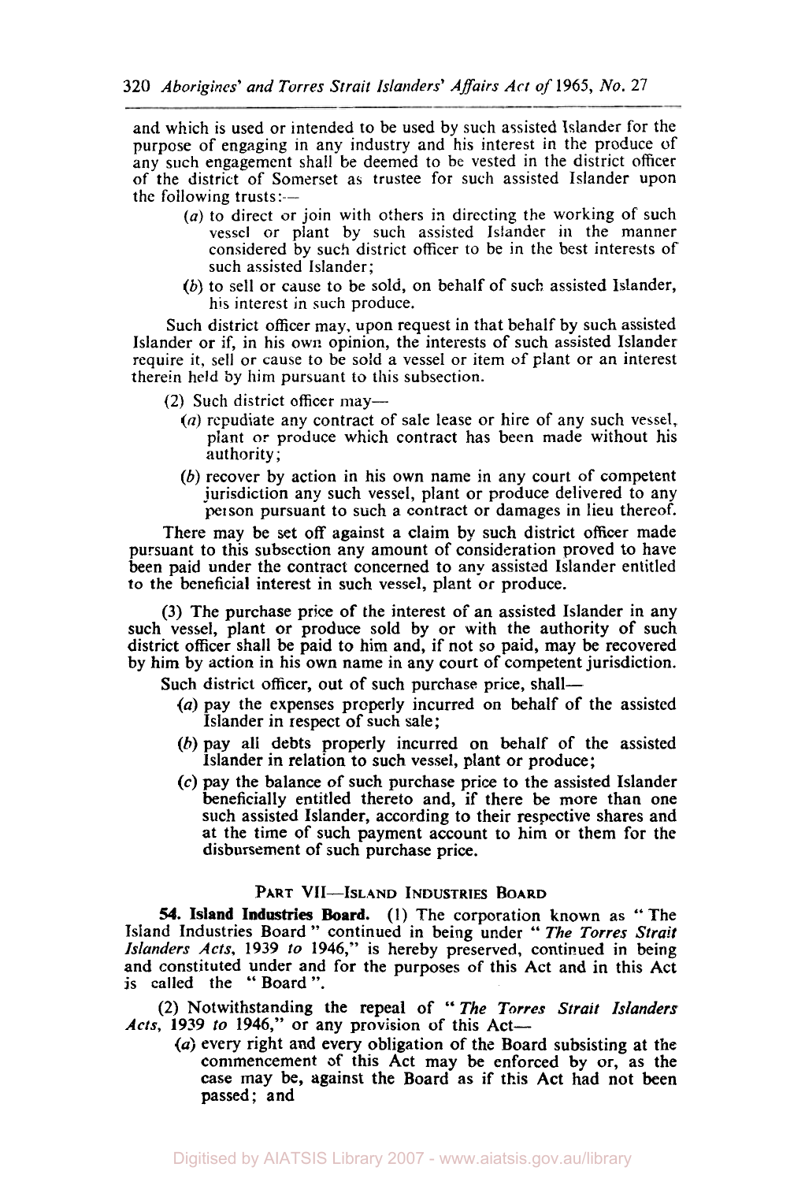and which is used or intended to be used by such assisted Islander for the purpose of engaging in any industry and his interest in the produce of any such engagement shall be deemed to be vested in the district officer of the district of Somerset as trustee for such assisted Islander upon the following trusts:—

(a) to direct or join with others in directing the working of such vessel or plant by such assisted Islander in the manner considered by such district officer to be in the best interests of such assisted Islander;

(b) to sell or cause to be sold, on behalf of such assisted Islander, his interest in such produce.

Such district officer may, upon request in that behalf by such assisted Islander or if, in his own opinion, the interests of such assisted Islander require it, sell or cause to be sold a vessel or item of plant or an interest therein held by him pursuant to this subsection.

(2) Such district officer may—

(a) repudiate any contract of sale lease or hire of any such vessel, plant or produce which contract has been made without his authority;

(b) recover by action in his own name in any court of competent jurisdiction any such vessel, plant or produce delivered to any person pursuant to such a contract or damages in lieu thereof.

There may be set off against a claim by such district officer made pursuant to this subsection any amount of consideration proved to have been paid under the contract concerned to any assisted Islander entitled to the beneficial interest in such vessel, plant or produce.

(3) The purchase price of the interest of an assisted Islander in any such vessel, plant or produce sold by or with the authority of such district officer shall be paid to him and, if not so paid, may be recovered by him by action in his own name in any court of competent jurisdiction.

Such district officer, out of such purchase price, shall—

(a) pay the expenses properly incurred on behalf of the assisted Islander in respect of such sale;

(b) pay all debts properly incurred on behalf of the assisted Islander in relation to such vessel, plant or produce;

(c) pay the balance of such purchase price to the assisted Islander beneficially entitled thereto and, if there be more than one such assisted Islander, according to their respective shares and at the time of such payment account to him or them for the disbursement of such purchase price.

## PART VII—ISLAND INDUSTRIES BOARD

**54. Island Industries Board.** (1) The corporation known as "The Island Industries Board" continued in being under "*The Torres Strait Islanders Acts*, 1939 *to* 1946," is hereby preserved, continued in being and constituted under and for the purposes of this Act and in this Act is called the "Board".

(2) Notwithstanding the repeal of "*The Torres Strait Islanders Acts*, 1939 *to* 1946," or any provision of this Act—

(a) every right and every obligation of the Board subsisting at the commencement of this Act may be enforced by or, as the case may be, against the Board as if this Act had not been passed; and